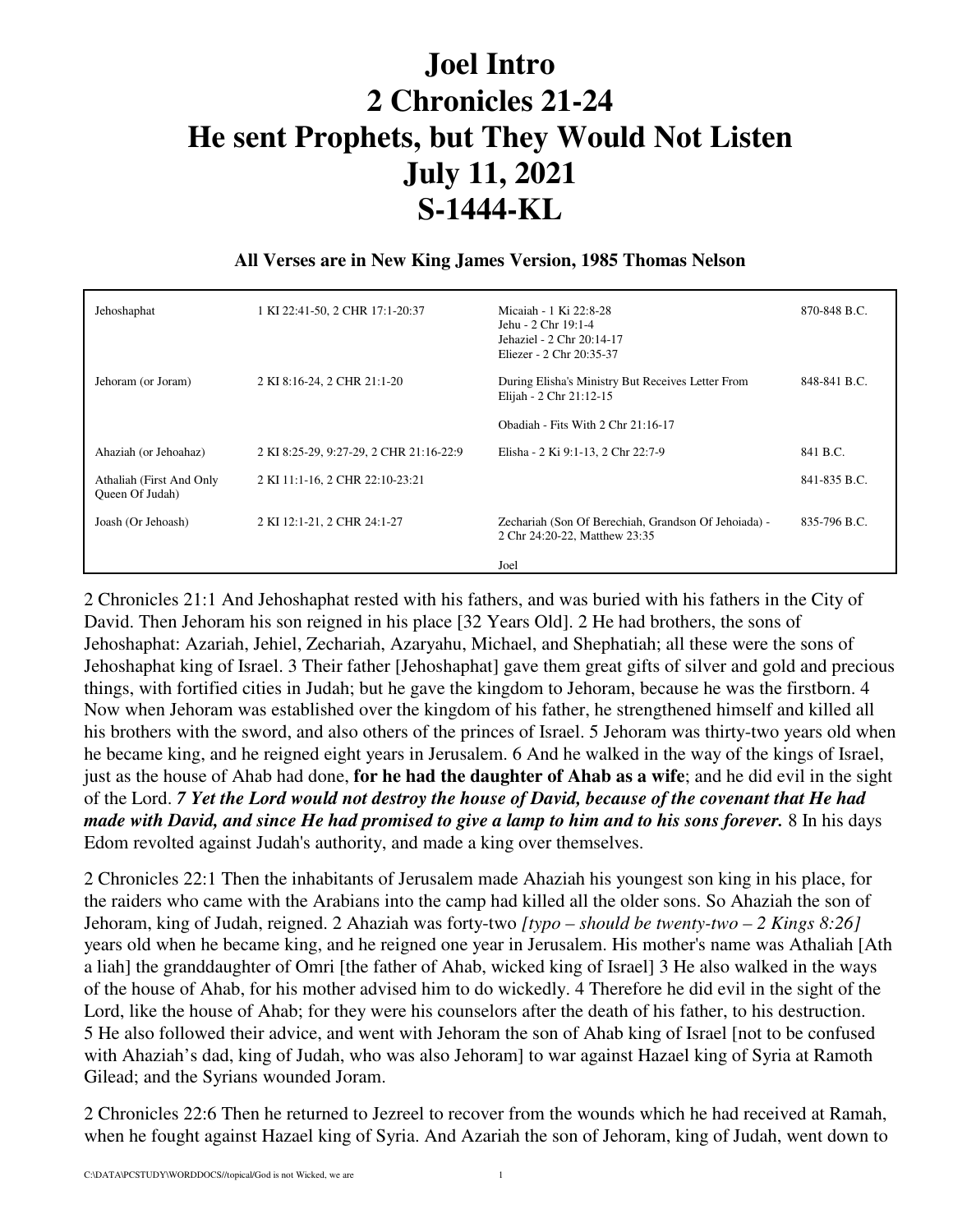# Joel Intro
# 2 Chronicles 21-24
# He sent Prophets, but They Would Not Listen
# July 11, 2021
# S-1444-KL

**All Verses are in New King James Version, 1985 Thomas Nelson**

| | | | |
|---|---|---|---|
| Jehoshaphat | 1 KI 22:41-50, 2 CHR 17:1-20:37 | Micaiah - 1 Ki 22:8-28<br>Jehu - 2 Chr 19:1-4<br>Jehaziel - 2 Chr 20:14-17<br>Eliezer - 2 Chr 20:35-37 | 870-848 B.C. |
| Jehoram (or Joram) | 2 KI 8:16-24, 2 CHR 21:1-20 | During Elisha's Ministry But Receives Letter From Elijah - 2 Chr 21:12-15<br><br>Obadiah - Fits With 2 Chr 21:16-17 | 848-841 B.C. |
| Ahaziah (or Jehoahaz) | 2 KI 8:25-29, 9:27-29, 2 CHR 21:16-22:9 | Elisha - 2 Ki 9:1-13, 2 Chr 22:7-9 | 841 B.C. |
| Athaliah (First And Only Queen Of Judah) | 2 KI 11:1-16, 2 CHR 22:10-23:21 | | 841-835 B.C. |
| Joash (Or Jehoash) | 2 KI 12:1-21, 2 CHR 24:1-27 | Zechariah (Son Of Berechiah, Grandson Of Jehoiada) - 2 Chr 24:20-22, Matthew 23:35<br><br>Joel | 835-796 B.C. |

2 Chronicles 21:1 And Jehoshaphat rested with his fathers, and was buried with his fathers in the City of David. Then Jehoram his son reigned in his place [32 Years Old]. 2 He had brothers, the sons of Jehoshaphat: Azariah, Jehiel, Zechariah, Azaryahu, Michael, and Shephatiah; all these were the sons of Jehoshaphat king of Israel. 3 Their father [Jehoshaphat] gave them great gifts of silver and gold and precious things, with fortified cities in Judah; but he gave the kingdom to Jehoram, because he was the firstborn. 4 Now when Jehoram was established over the kingdom of his father, he strengthened himself and killed all his brothers with the sword, and also others of the princes of Israel. 5 Jehoram was thirty-two years old when he became king, and he reigned eight years in Jerusalem. 6 And he walked in the way of the kings of Israel, just as the house of Ahab had done, **for he had the daughter of Ahab as a wife**; and he did evil in the sight of the Lord. ***7 Yet the Lord would not destroy the house of David, because of the covenant that He had made with David, and since He had promised to give a lamp to him and to his sons forever.*** 8 In his days Edom revolted against Judah's authority, and made a king over themselves.

2 Chronicles 22:1 Then the inhabitants of Jerusalem made Ahaziah his youngest son king in his place, for the raiders who came with the Arabians into the camp had killed all the older sons. So Ahaziah the son of Jehoram, king of Judah, reigned. 2 Ahaziah was forty-two *[typo – should be twenty-two – 2 Kings 8:26]* years old when he became king, and he reigned one year in Jerusalem. His mother's name was Athaliah [Ath a liah] the granddaughter of Omri [the father of Ahab, wicked king of Israel] 3 He also walked in the ways of the house of Ahab, for his mother advised him to do wickedly. 4 Therefore he did evil in the sight of the Lord, like the house of Ahab; for they were his counselors after the death of his father, to his destruction. 5 He also followed their advice, and went with Jehoram the son of Ahab king of Israel [not to be confused with Ahaziah's dad, king of Judah, who was also Jehoram] to war against Hazael king of Syria at Ramoth Gilead; and the Syrians wounded Joram.

2 Chronicles 22:6 Then he returned to Jezreel to recover from the wounds which he had received at Ramah, when he fought against Hazael king of Syria. And Azariah the son of Jehoram, king of Judah, went down to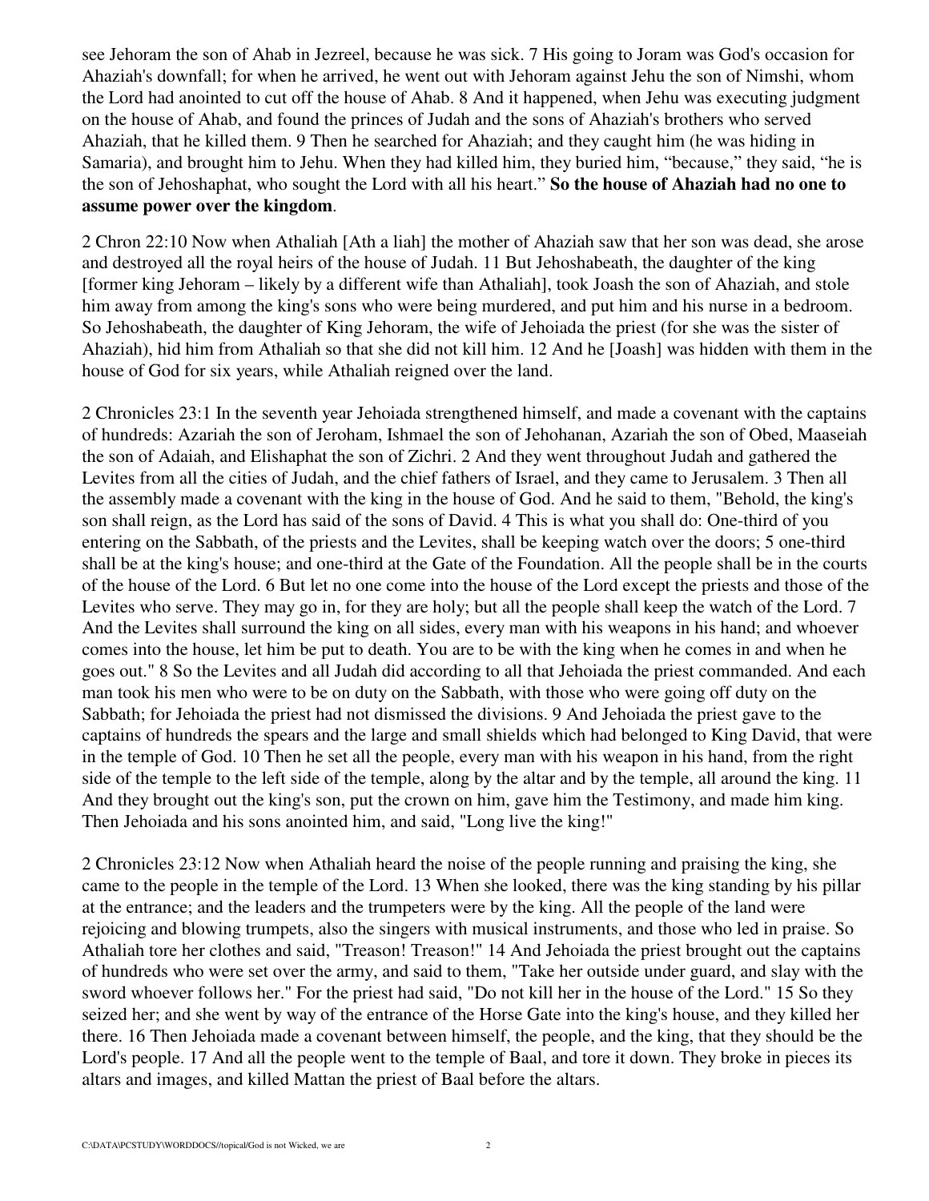see Jehoram the son of Ahab in Jezreel, because he was sick. 7 His going to Joram was God's occasion for Ahaziah's downfall; for when he arrived, he went out with Jehoram against Jehu the son of Nimshi, whom the Lord had anointed to cut off the house of Ahab. 8 And it happened, when Jehu was executing judgment on the house of Ahab, and found the princes of Judah and the sons of Ahaziah's brothers who served Ahaziah, that he killed them. 9 Then he searched for Ahaziah; and they caught him (he was hiding in Samaria), and brought him to Jehu. When they had killed him, they buried him, "because," they said, "he is the son of Jehoshaphat, who sought the Lord with all his heart." **So the house of Ahaziah had no one to assume power over the kingdom**.

2 Chron 22:10 Now when Athaliah [Ath a liah] the mother of Ahaziah saw that her son was dead, she arose and destroyed all the royal heirs of the house of Judah. 11 But Jehoshabeath, the daughter of the king [former king Jehoram – likely by a different wife than Athaliah], took Joash the son of Ahaziah, and stole him away from among the king's sons who were being murdered, and put him and his nurse in a bedroom. So Jehoshabeath, the daughter of King Jehoram, the wife of Jehoiada the priest (for she was the sister of Ahaziah), hid him from Athaliah so that she did not kill him. 12 And he [Joash] was hidden with them in the house of God for six years, while Athaliah reigned over the land.

2 Chronicles 23:1 In the seventh year Jehoiada strengthened himself, and made a covenant with the captains of hundreds: Azariah the son of Jeroham, Ishmael the son of Jehohanan, Azariah the son of Obed, Maaseiah the son of Adaiah, and Elishaphat the son of Zichri. 2 And they went throughout Judah and gathered the Levites from all the cities of Judah, and the chief fathers of Israel, and they came to Jerusalem. 3 Then all the assembly made a covenant with the king in the house of God. And he said to them, "Behold, the king's son shall reign, as the Lord has said of the sons of David. 4 This is what you shall do: One-third of you entering on the Sabbath, of the priests and the Levites, shall be keeping watch over the doors; 5 one-third shall be at the king's house; and one-third at the Gate of the Foundation. All the people shall be in the courts of the house of the Lord. 6 But let no one come into the house of the Lord except the priests and those of the Levites who serve. They may go in, for they are holy; but all the people shall keep the watch of the Lord. 7 And the Levites shall surround the king on all sides, every man with his weapons in his hand; and whoever comes into the house, let him be put to death. You are to be with the king when he comes in and when he goes out." 8 So the Levites and all Judah did according to all that Jehoiada the priest commanded. And each man took his men who were to be on duty on the Sabbath, with those who were going off duty on the Sabbath; for Jehoiada the priest had not dismissed the divisions. 9 And Jehoiada the priest gave to the captains of hundreds the spears and the large and small shields which had belonged to King David, that were in the temple of God. 10 Then he set all the people, every man with his weapon in his hand, from the right side of the temple to the left side of the temple, along by the altar and by the temple, all around the king. 11 And they brought out the king's son, put the crown on him, gave him the Testimony, and made him king. Then Jehoiada and his sons anointed him, and said, "Long live the king!"

2 Chronicles 23:12 Now when Athaliah heard the noise of the people running and praising the king, she came to the people in the temple of the Lord. 13 When she looked, there was the king standing by his pillar at the entrance; and the leaders and the trumpeters were by the king. All the people of the land were rejoicing and blowing trumpets, also the singers with musical instruments, and those who led in praise. So Athaliah tore her clothes and said, "Treason! Treason!" 14 And Jehoiada the priest brought out the captains of hundreds who were set over the army, and said to them, "Take her outside under guard, and slay with the sword whoever follows her." For the priest had said, "Do not kill her in the house of the Lord." 15 So they seized her; and she went by way of the entrance of the Horse Gate into the king's house, and they killed her there. 16 Then Jehoiada made a covenant between himself, the people, and the king, that they should be the Lord's people. 17 And all the people went to the temple of Baal, and tore it down. They broke in pieces its altars and images, and killed Mattan the priest of Baal before the altars.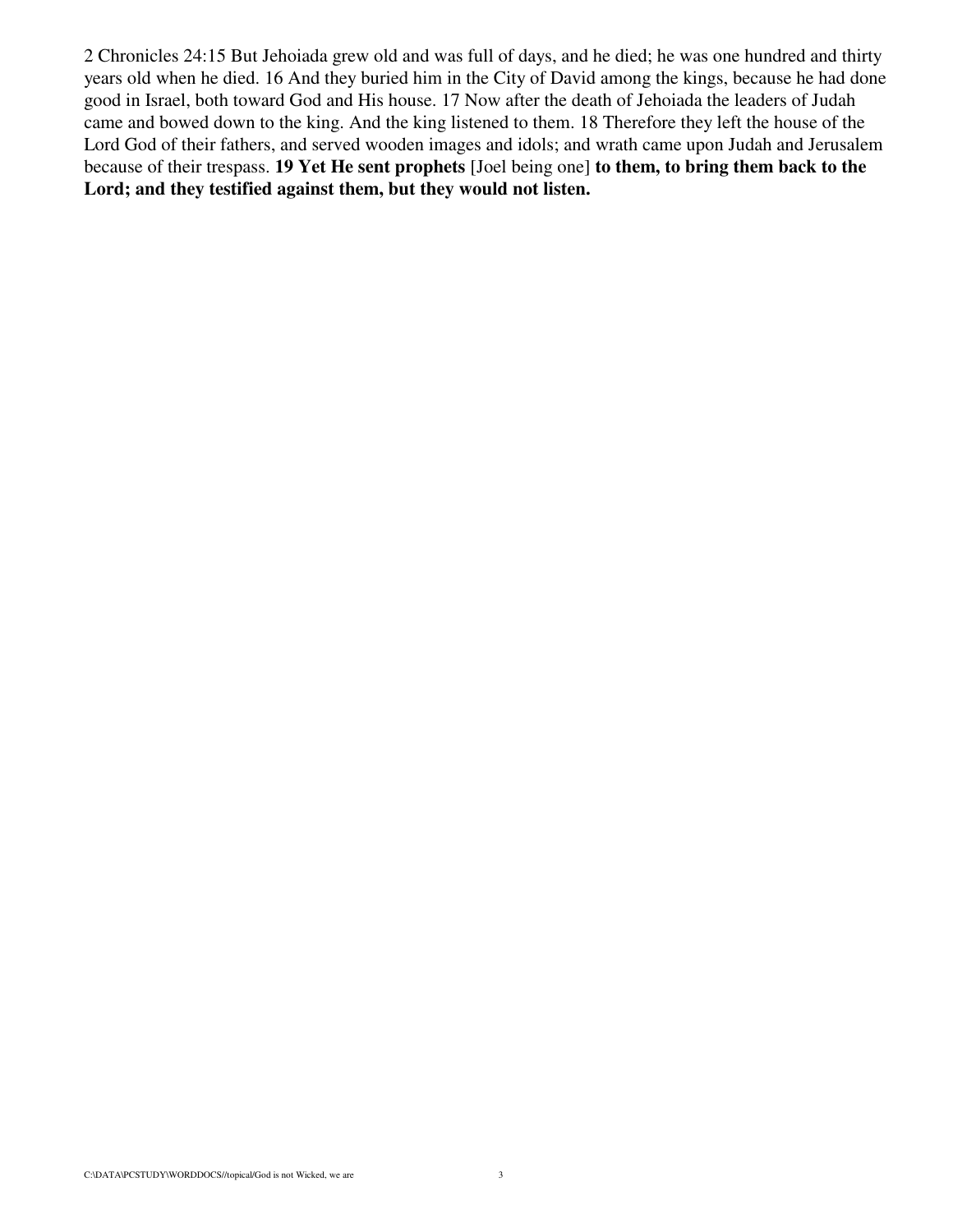2 Chronicles 24:15 But Jehoiada grew old and was full of days, and he died; he was one hundred and thirty years old when he died. 16 And they buried him in the City of David among the kings, because he had done good in Israel, both toward God and His house. 17 Now after the death of Jehoiada the leaders of Judah came and bowed down to the king. And the king listened to them. 18 Therefore they left the house of the Lord God of their fathers, and served wooden images and idols; and wrath came upon Judah and Jerusalem because of their trespass. **19 Yet He sent prophets** [Joel being one] **to them, to bring them back to the Lord; and they testified against them, but they would not listen.**